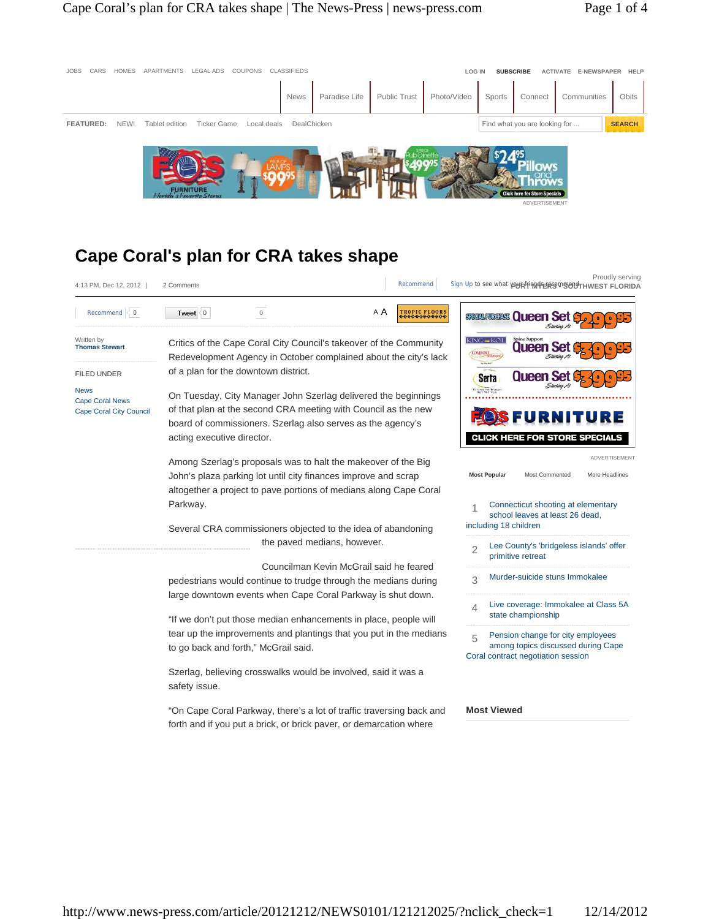# Cape Coral's plan for CRA takes shape

4:13 PM, Dec 12, 2012 | 2 Comments

Written by
**Thomas Stewart**

FILED UNDER

News
Cape Coral News
Cape Coral City Council

Critics of the Cape Coral City Council's takeover of the Community Redevelopment Agency in October complained about the city's lack of a plan for the downtown district.

On Tuesday, City Manager John Szerlag delivered the beginnings of that plan at the second CRA meeting with Council as the new board of commissioners. Szerlag also serves as the agency's acting executive director.

Among Szerlag's proposals was to halt the makeover of the Big John's plaza parking lot until city finances improve and scrap altogether a project to pave portions of medians along Cape Coral Parkway.

Several CRA commissioners objected to the idea of abandoning the paved medians, however.

Councilman Kevin McGrail said he feared pedestrians would continue to trudge through the medians during large downtown events when Cape Coral Parkway is shut down.

"If we don't put those median enhancements in place, people will tear up the improvements and plantings that you put in the medians to go back and forth," McGrail said.

Szerlag, believing crosswalks would be involved, said it was a safety issue.

"On Cape Coral Parkway, there's a lot of traffic traversing back and forth and if you put a brick, or brick paver, or demarcation where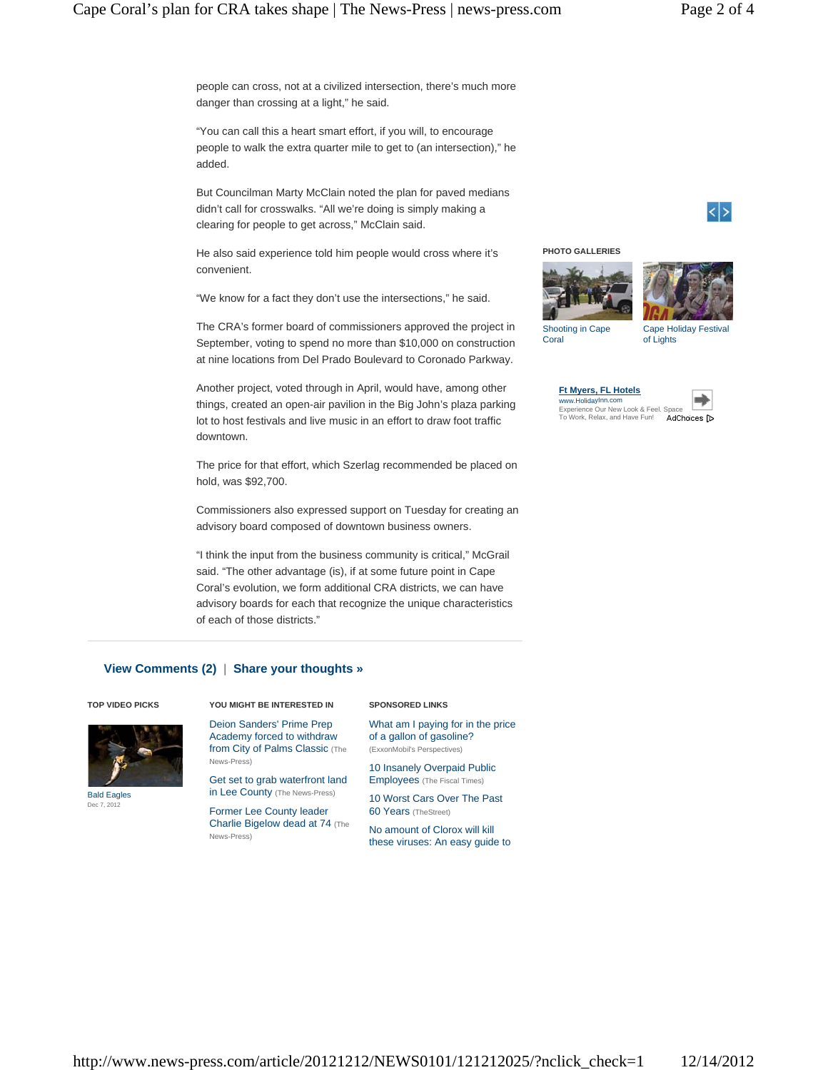people can cross, not at a civilized intersection, there's much more danger than crossing at a light," he said.

"You can call this a heart smart effort, if you will, to encourage people to walk the extra quarter mile to get to (an intersection)," he added.

But Councilman Marty McClain noted the plan for paved medians didn't call for crosswalks. "All we're doing is simply making a clearing for people to get across," McClain said.

He also said experience told him people would cross where it's convenient.

"We know for a fact they don't use the intersections," he said.

The CRA's former board of commissioners approved the project in September, voting to spend no more than $10,000 on construction at nine locations from Del Prado Boulevard to Coronado Parkway.

Another project, voted through in April, would have, among other things, created an open-air pavilion in the Big John's plaza parking lot to host festivals and live music in an effort to draw foot traffic downtown.

The price for that effort, which Szerlag recommended be placed on hold, was $92,700.

Commissioners also expressed support on Tuesday for creating an advisory board composed of downtown business owners.

"I think the input from the business community is critical," McGrail said. "The other advantage (is), if at some future point in Cape Coral's evolution, we form additional CRA districts, we can have advisory boards for each that recognize the unique characteristics of each of those districts."

**View Comments (2)** | **Share your thoughts »**

PHOTO GALLERIES

Shooting in Cape Coral

Cape Holiday Festival of Lights

Ft Myers, FL Hotels
www.HolidayInn.com
Experience Our New Look & Feel. Space To Work, Relax, and Have Fun!
AdChoices

TOP VIDEO PICKS

Bald Eagles
Dec 7, 2012

YOU MIGHT BE INTERESTED IN

- Deion Sanders' Prime Prep Academy forced to withdraw from City of Palms Classic (The News-Press)
- Get set to grab waterfront land in Lee County (The News-Press)
- Former Lee County leader Charlie Bigelow dead at 74 (The News-Press)

SPONSORED LINKS

- What am I paying for in the price of a gallon of gasoline? (ExxonMobil's Perspectives)
- 10 Insanely Overpaid Public Employees (The Fiscal Times)
- 10 Worst Cars Over The Past 60 Years (TheStreet)
- No amount of Clorox will kill these viruses: An easy guide to